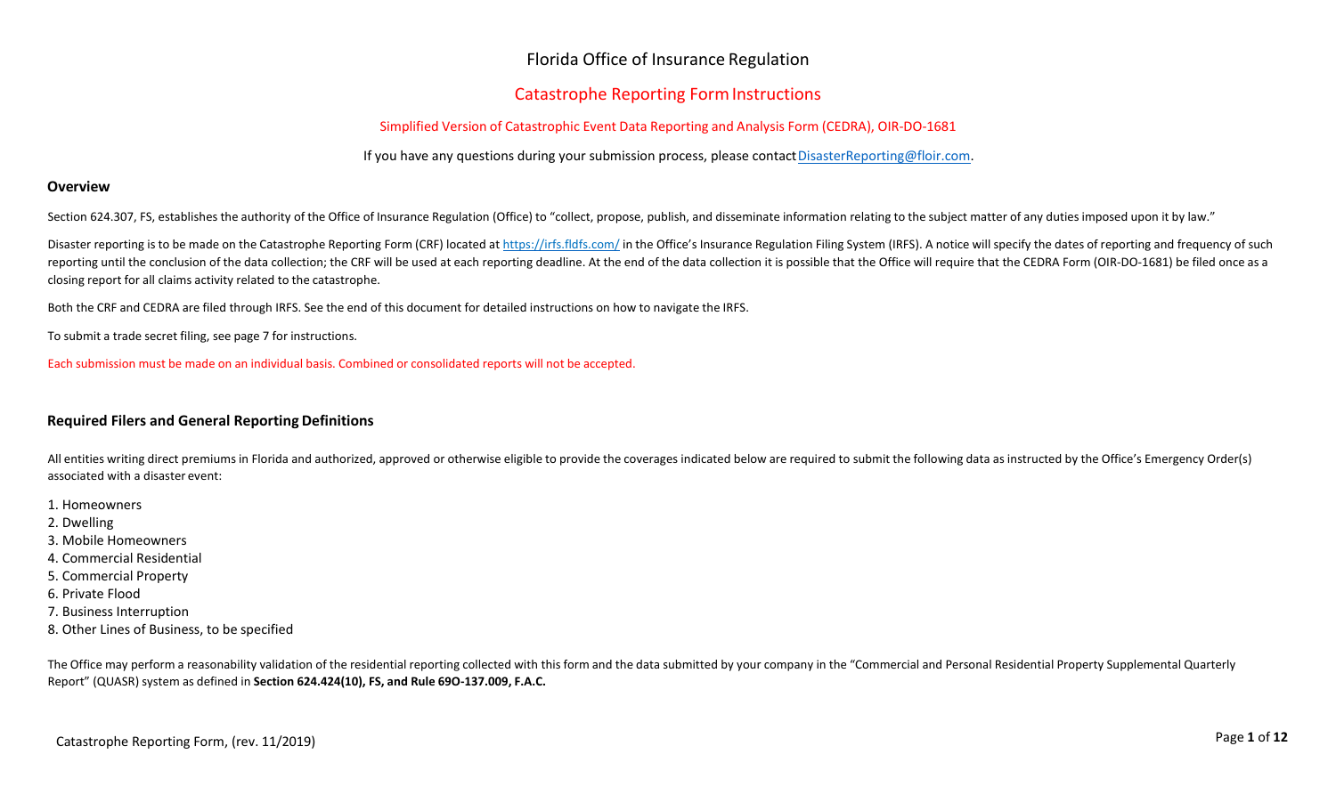# Florida Office of Insurance Regulation

## Catastrophe Reporting Form Instructions

Simplified Version of Catastrophic Event Data Reporting and Analysis Form (CEDRA), OIR-DO-1681

If you have any questions during your submission process, please contact DisasterReporting@floir.com.

### Overview

Section 624.307, FS, establishes the authority of the Office of Insurance Regulation (Office) to "collect, propose, publish, and disseminate information relating to the subject matter of any duties imposed upon it by law."

Disaster reporting is to be made on the Catastrophe Reporting Form (CRF) located at https://irfs.fldfs.com/ in the Office's Insurance Regulation Filing System (IRFS). A notice will specify the dates of reporting and frequency of such reporting until the conclusion of the data collection; the CRF will be used at each reporting deadline. At the end of the data collection it is possible that the Office will require that the CEDRA Form (OIR-DO-1681) be filed once as a closing report for all claims activity related to the catastrophe.

Both the CRF and CEDRA are filed through IRFS. See the end of this document for detailed instructions on how to navigate the IRFS.

To submit a trade secret filing, see page 7 for instructions.

Each submission must be made on an individual basis. Combined or consolidated reports will not be accepted.

### Required Filers and General Reporting Definitions

All entities writing direct premiums in Florida and authorized, approved or otherwise eligible to provide the coverages indicated below are required to submit the following data as instructed by the Office's Emergency Order(s) associated with a disaster event:

1. Homeowners
2. Dwelling
3. Mobile Homeowners
4. Commercial Residential
5. Commercial Property
6. Private Flood
7. Business Interruption
8. Other Lines of Business, to be specified

The Office may perform a reasonability validation of the residential reporting collected with this form and the data submitted by your company in the "Commercial and Personal Residential Property Supplemental Quarterly Report" (QUASR) system as defined in **Section 624.424(10), FS, and Rule 69O-137.009, F.A.C.**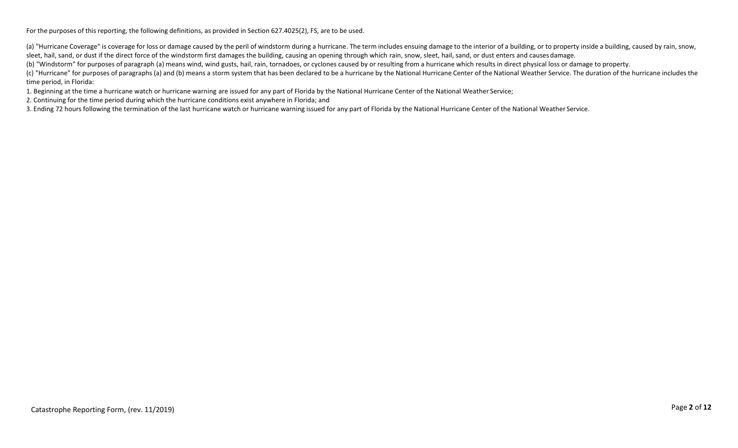For the purposes of this reporting, the following definitions, as provided in Section 627.4025(2), FS, are to be used.

(a) "Hurricane Coverage" is coverage for loss or damage caused by the peril of windstorm during a hurricane. The term includes ensuing damage to the interior of a building, or to property inside a building, caused by rain, snow, sleet, hail, sand, or dust if the direct force of the windstorm first damages the building, causing an opening through which rain, snow, sleet, hail, sand, or dust enters and causes damage.

(b) "Windstorm" for purposes of paragraph (a) means wind, wind gusts, hail, rain, tornadoes, or cyclones caused by or resulting from a hurricane which results in direct physical loss or damage to property.

(c) "Hurricane" for purposes of paragraphs (a) and (b) means a storm system that has been declared to be a hurricane by the National Hurricane Center of the National Weather Service. The duration of the hurricane includes the time period, in Florida:

1. Beginning at the time a hurricane watch or hurricane warning are issued for any part of Florida by the National Hurricane Center of the National Weather Service;
2. Continuing for the time period during which the hurricane conditions exist anywhere in Florida; and
3. Ending 72 hours following the termination of the last hurricane watch or hurricane warning issued for any part of Florida by the National Hurricane Center of the National Weather Service.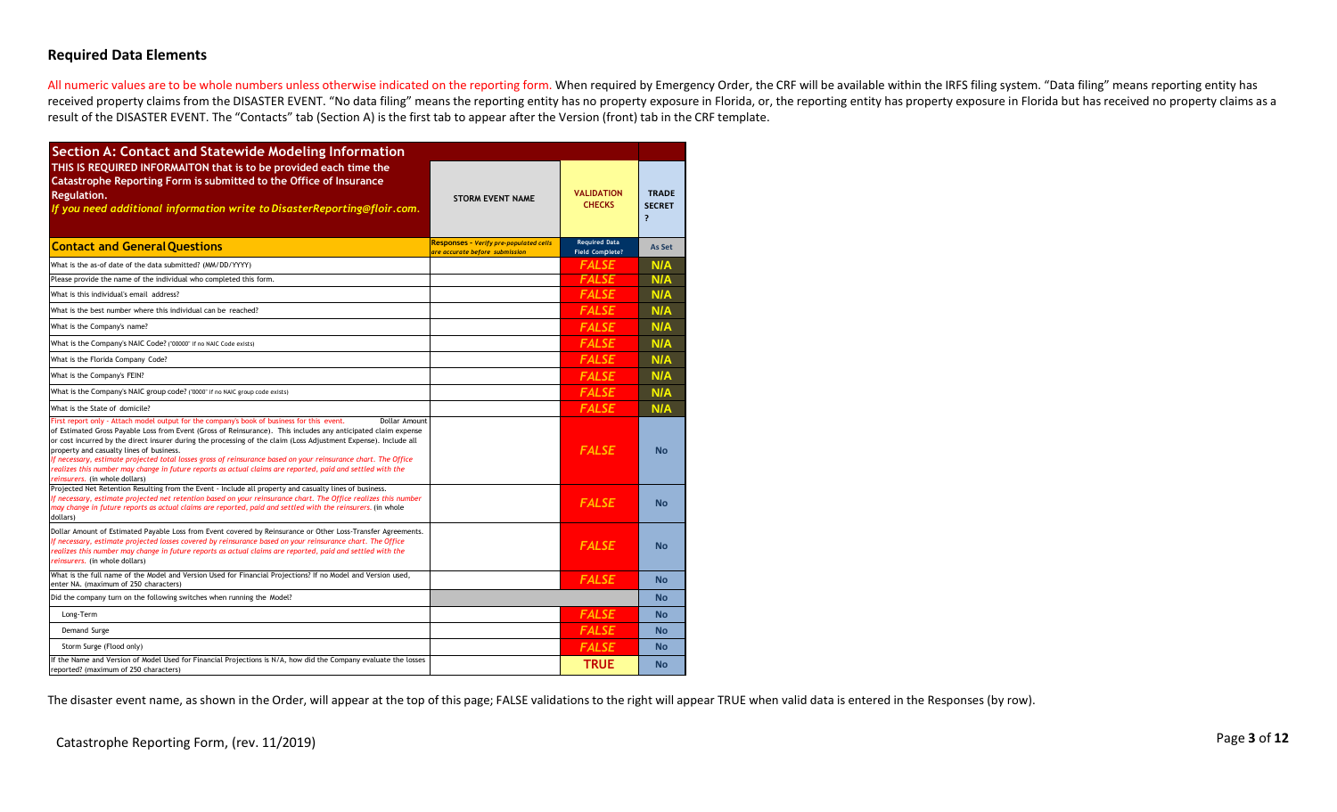## Required Data Elements

All numeric values are to be whole numbers unless otherwise indicated on the reporting form. When required by Emergency Order, the CRF will be available within the IRFS filing system. "Data filing" means reporting entity has received property claims from the DISASTER EVENT. "No data filing" means the reporting entity has no property exposure in Florida, or, the reporting entity has property exposure in Florida but has received no property claims as a result of the DISASTER EVENT. The "Contacts" tab (Section A) is the first tab to appear after the Version (front) tab in the CRF template.

| Section A: Contact and Statewide Modeling Information<br>THIS IS REQUIRED INFORMAITON that is to be provided each time the Catastrophe Reporting Form is submitted to the Office of Insurance Regulation.<br>*If you need additional information write to DisasterReporting@floir.com.* | STORM EVENT NAME | VALIDATION CHECKS | TRADE SECRET ? |
|---|---|---|---|
| **Contact and General Questions** | Responses - *Verify pre-populated cells are accurate before submission* | Required Data Field Complete? | As Set |
| What is the as-of date of the data submitted? (MM/DD/YYYY) | | FALSE | N/A |
| Please provide the name of the individual who completed this form. | | FALSE | N/A |
| What is this individual's email address? | | FALSE | N/A |
| What is the best number where this individual can be reached? | | FALSE | N/A |
| What is the Company's name? | | FALSE | N/A |
| What is the Company's NAIC Code? ("00000" if no NAIC Code exists) | | FALSE | N/A |
| What is the Florida Company Code? | | FALSE | N/A |
| What is the Company's FEIN? | | FALSE | N/A |
| What is the Company's NAIC group code? ("0000" if no NAIC group code exists) | | FALSE | N/A |
| What is the State of domicile? | | FALSE | N/A |
| First report only - Attach model output for the company's book of business for this event. Dollar Amount of Estimated Gross Payable Loss from Event (Gross of Reinsurance). This includes any anticipated claim expense or cost incurred by the direct insurer during the processing of the claim (Loss Adjustment Expense). Include all property and casualty lines of business. *If necessary, estimate projected total losses gross of reinsurance based on your reinsurance chart. The Office realizes this number may change in future reports as actual claims are reported, paid and settled with the reinsurers.* (in whole dollars) | | FALSE | No |
| Projected Net Retention Resulting from the Event - Include all property and casualty lines of business. *If necessary, estimate projected net retention based on your reinsurance chart. The Office realizes this number may change in future reports as actual claims are reported, paid and settled with the reinsurers.* (in whole dollars) | | FALSE | No |
| Dollar Amount of Estimated Payable Loss from Event covered by Reinsurance or Other Loss-Transfer Agreements. *If necessary, estimate projected losses covered by reinsurance based on your reinsurance chart. The Office realizes this number may change in future reports as actual claims are reported, paid and settled with the reinsurers.* (in whole dollars) | | FALSE | No |
| What is the full name of the Model and Version Used for Financial Projections? If no Model and Version used, enter NA. (maximum of 250 characters) | | FALSE | No |
| Did the company turn on the following switches when running the Model? | | | No |
| Long-Term | | FALSE | No |
| Demand Surge | | FALSE | No |
| Storm Surge (Flood only) | | FALSE | No |
| If the Name and Version of Model Used for Financial Projections is N/A, how did the Company evaluate the losses reported? (maximum of 250 characters) | | TRUE | No |

The disaster event name, as shown in the Order, will appear at the top of this page; FALSE validations to the right will appear TRUE when valid data is entered in the Responses (by row).

Catastrophe Reporting Form, (rev. 11/2019)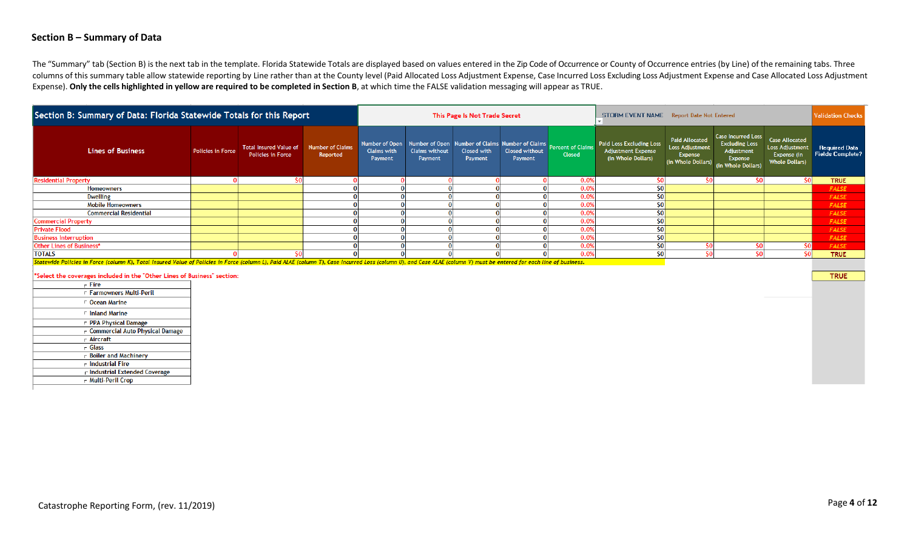## Section B – Summary of Data

The "Summary" tab (Section B) is the next tab in the template. Florida Statewide Totals are displayed based on values entered in the Zip Code of Occurrence or County of Occurrence entries (by Line) of the remaining tabs. Three columns of this summary table allow statewide reporting by Line rather than at the County level (Paid Allocated Loss Adjustment Expense, Case Incurred Loss Excluding Loss Adjustment Expense and Case Allocated Loss Adjustment Expense). **Only the cells highlighted in yellow are required to be completed in Section B**, at which time the FALSE validation messaging will appear as TRUE.

| Section B: Summary of Data: Florida Statewide Totals for this Report | | | | This Page Is Not Trade Secret | | | | | STORM EVENT NAME | Report Date Not Entered | | | Validation Checks |
|---|---|---|---|---|---|---|---|---|---|---|---|---|---|
| **Lines of Business** | Policies in Force | Total Insured Value of Policies in Force | Number of Claims Reported | Number of Open Claims with Payment | Number of Open Claims without Payment | Number of Claims Closed with Payment | Number of Claims Closed without Payment | Percent of Claims Closed | Paid Loss Excluding Loss Adjustment Expense (in Whole Dollars) | Paid Allocated Loss Adjustment Expense (in Whole Dollars) | Case Incurred Loss Excluding Loss Adjustment Expense (in Whole Dollars) | Case Allocated Loss Adjustment Expense (in Whole Dollars) | Required Data Fields Complete? |
| Residential Property | 0 | $0 | 0 | 0 | 0 | 0 | 0 | 0.0% | $0 | $0 | $0 | $0 | TRUE |
| Homeowners | | | 0 | 0 | 0 | 0 | 0 | 0.0% | $0 | | | | FALSE |
| Dwelling | | | 0 | 0 | 0 | 0 | 0 | 0.0% | $0 | | | | FALSE |
| Mobile Homeowners | | | 0 | 0 | 0 | 0 | 0 | 0.0% | $0 | | | | FALSE |
| Commercial Residential | | | 0 | 0 | 0 | 0 | 0 | 0.0% | $0 | | | | FALSE |
| Commercial Property | | | 0 | 0 | 0 | 0 | 0 | 0.0% | $0 | | | | FALSE |
| Private Flood | | | 0 | 0 | 0 | 0 | 0 | 0.0% | $0 | | | | FALSE |
| Business Interruption | | | 0 | 0 | 0 | 0 | 0 | 0.0% | $0 | | | | FALSE |
| Other Lines of Business* | | | 0 | 0 | 0 | 0 | 0 | 0.0% | $0 | $0 | $0 | $0 | FALSE |
| TOTALS | 0 | $0 | 0 | 0 | 0 | 0 | 0 | 0.0% | $0 | $0 | $0 | $0 | TRUE |

*Statewide Policies in Force (column K), Total Insured Value of Policies in Force (column L), Paid ALAE (column T), Case Incurred Loss (column U), and Case ALAE (column V) must be entered for each line of business.*

*Select the coverages included in the "Other Lines of Business" section: — TRUE

- Fire
- Farmowners Multi-Peril
- Ocean Marine
- Inland Marine
- PPA Physical Damage
- Commercial Auto Physical Damage
- Aircraft
- Glass
- Boiler and Machinery
- Industrial Fire
- Industrial Extended Coverage
- Multi-Peril Crop

Catastrophe Reporting Form, (rev. 11/2019)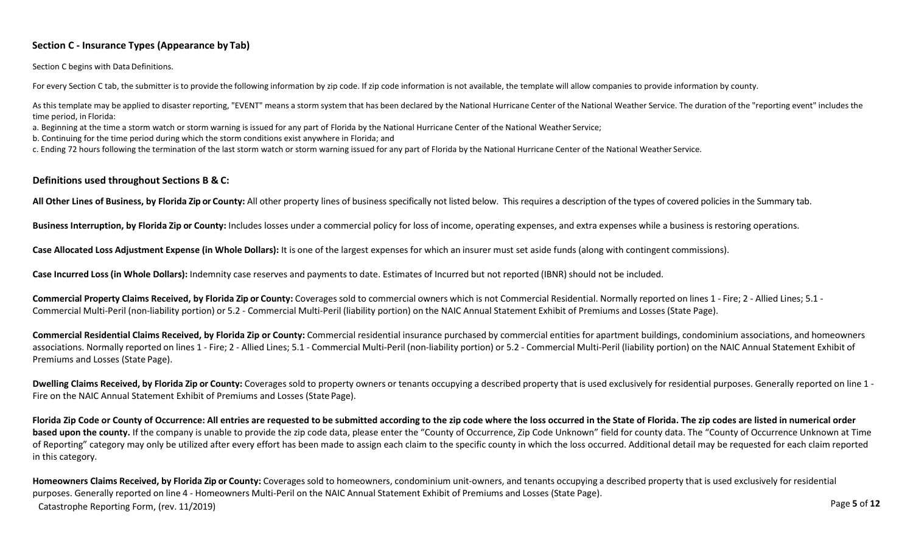## Section C - Insurance Types (Appearance by Tab)

Section C begins with Data Definitions.

For every Section C tab, the submitter is to provide the following information by zip code. If zip code information is not available, the template will allow companies to provide information by county.

As this template may be applied to disaster reporting, "EVENT" means a storm system that has been declared by the National Hurricane Center of the National Weather Service. The duration of the "reporting event" includes the time period, in Florida:

a. Beginning at the time a storm watch or storm warning is issued for any part of Florida by the National Hurricane Center of the National Weather Service;
b. Continuing for the time period during which the storm conditions exist anywhere in Florida; and
c. Ending 72 hours following the termination of the last storm watch or storm warning issued for any part of Florida by the National Hurricane Center of the National Weather Service.

## Definitions used throughout Sections B & C:

**All Other Lines of Business, by Florida Zip or County:** All other property lines of business specifically not listed below. This requires a description of the types of covered policies in the Summary tab.

**Business Interruption, by Florida Zip or County:** Includes losses under a commercial policy for loss of income, operating expenses, and extra expenses while a business is restoring operations.

**Case Allocated Loss Adjustment Expense (in Whole Dollars):** It is one of the largest expenses for which an insurer must set aside funds (along with contingent commissions).

**Case Incurred Loss (in Whole Dollars):** Indemnity case reserves and payments to date. Estimates of Incurred but not reported (IBNR) should not be included.

**Commercial Property Claims Received, by Florida Zip or County:** Coverages sold to commercial owners which is not Commercial Residential. Normally reported on lines 1 - Fire; 2 - Allied Lines; 5.1 - Commercial Multi-Peril (non-liability portion) or 5.2 - Commercial Multi-Peril (liability portion) on the NAIC Annual Statement Exhibit of Premiums and Losses (State Page).

**Commercial Residential Claims Received, by Florida Zip or County:** Commercial residential insurance purchased by commercial entities for apartment buildings, condominium associations, and homeowners associations. Normally reported on lines 1 - Fire; 2 - Allied Lines; 5.1 - Commercial Multi-Peril (non-liability portion) or 5.2 - Commercial Multi-Peril (liability portion) on the NAIC Annual Statement Exhibit of Premiums and Losses (State Page).

**Dwelling Claims Received, by Florida Zip or County:** Coverages sold to property owners or tenants occupying a described property that is used exclusively for residential purposes. Generally reported on line 1 - Fire on the NAIC Annual Statement Exhibit of Premiums and Losses (State Page).

**Florida Zip Code or County of Occurrence: All entries are requested to be submitted according to the zip code where the loss occurred in the State of Florida. The zip codes are listed in numerical order based upon the county.** If the company is unable to provide the zip code data, please enter the "County of Occurrence, Zip Code Unknown" field for county data. The "County of Occurrence Unknown at Time of Reporting" category may only be utilized after every effort has been made to assign each claim to the specific county in which the loss occurred. Additional detail may be requested for each claim reported in this category.

**Homeowners Claims Received, by Florida Zip or County:** Coverages sold to homeowners, condominium unit-owners, and tenants occupying a described property that is used exclusively for residential purposes. Generally reported on line 4 - Homeowners Multi-Peril on the NAIC Annual Statement Exhibit of Premiums and Losses (State Page).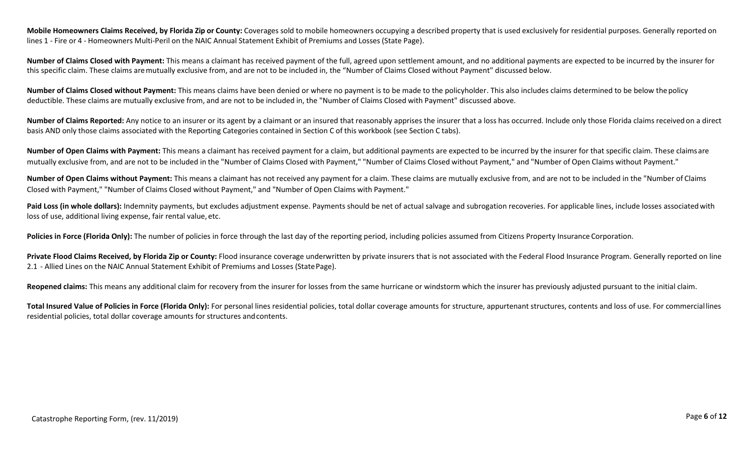**Mobile Homeowners Claims Received, by Florida Zip or County:** Coverages sold to mobile homeowners occupying a described property that is used exclusively for residential purposes. Generally reported on lines 1 - Fire or 4 - Homeowners Multi-Peril on the NAIC Annual Statement Exhibit of Premiums and Losses (State Page).

**Number of Claims Closed with Payment:** This means a claimant has received payment of the full, agreed upon settlement amount, and no additional payments are expected to be incurred by the insurer for this specific claim. These claims are mutually exclusive from, and are not to be included in, the "Number of Claims Closed without Payment" discussed below.

**Number of Claims Closed without Payment:** This means claims have been denied or where no payment is to be made to the policyholder. This also includes claims determined to be below the policy deductible. These claims are mutually exclusive from, and are not to be included in, the "Number of Claims Closed with Payment" discussed above.

**Number of Claims Reported:** Any notice to an insurer or its agent by a claimant or an insured that reasonably apprises the insurer that a loss has occurred. Include only those Florida claims received on a direct basis AND only those claims associated with the Reporting Categories contained in Section C of this workbook (see Section C tabs).

**Number of Open Claims with Payment:** This means a claimant has received payment for a claim, but additional payments are expected to be incurred by the insurer for that specific claim. These claims are mutually exclusive from, and are not to be included in the "Number of Claims Closed with Payment," "Number of Claims Closed without Payment," and "Number of Open Claims without Payment."

**Number of Open Claims without Payment:** This means a claimant has not received any payment for a claim. These claims are mutually exclusive from, and are not to be included in the "Number of Claims Closed with Payment," "Number of Claims Closed without Payment," and "Number of Open Claims with Payment."

**Paid Loss (in whole dollars):** Indemnity payments, but excludes adjustment expense. Payments should be net of actual salvage and subrogation recoveries. For applicable lines, include losses associated with loss of use, additional living expense, fair rental value, etc.

**Policies in Force (Florida Only):** The number of policies in force through the last day of the reporting period, including policies assumed from Citizens Property Insurance Corporation.

**Private Flood Claims Received, by Florida Zip or County:** Flood insurance coverage underwritten by private insurers that is not associated with the Federal Flood Insurance Program. Generally reported on line 2.1 - Allied Lines on the NAIC Annual Statement Exhibit of Premiums and Losses (State Page).

**Reopened claims:** This means any additional claim for recovery from the insurer for losses from the same hurricane or windstorm which the insurer has previously adjusted pursuant to the initial claim.

**Total Insured Value of Policies in Force (Florida Only):** For personal lines residential policies, total dollar coverage amounts for structure, appurtenant structures, contents and loss of use. For commercial lines residential policies, total dollar coverage amounts for structures and contents.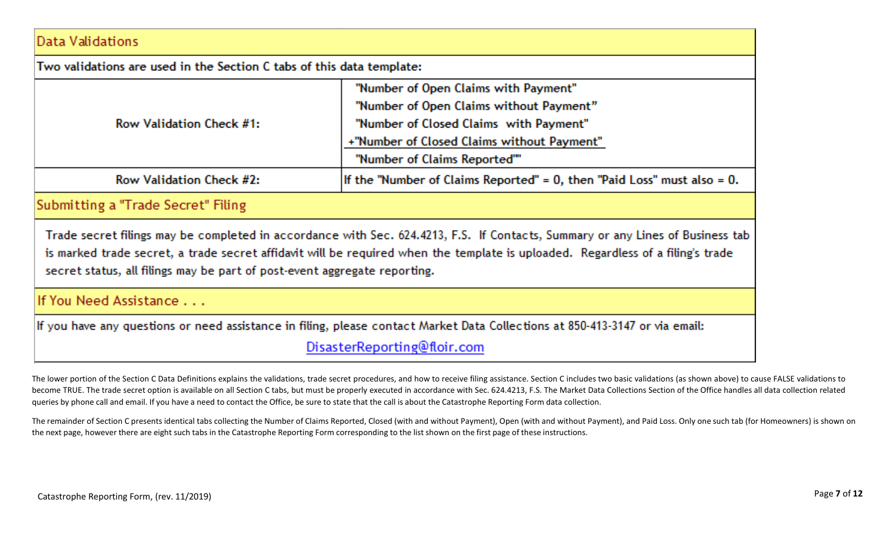## Data Validations

Two validations are used in the Section C tabs of this data template:

| | |
|---|---|
| Row Validation Check #1: | "Number of Open Claims with Payment"<br>"Number of Open Claims without Payment"<br>"Number of Closed Claims with Payment"<br>+"Number of Closed Claims without Payment"<br>"Number of Claims Reported"" |
| Row Validation Check #2: | If the "Number of Claims Reported" = 0, then "Paid Loss" must also = 0. |

## Submitting a "Trade Secret" Filing

Trade secret filings may be completed in accordance with Sec. 624.4213, F.S. If Contacts, Summary or any Lines of Business tab is marked trade secret, a trade secret affidavit will be required when the template is uploaded. Regardless of a filing's trade secret status, all filings may be part of post-event aggregate reporting.

## If You Need Assistance . . .

If you have any questions or need assistance in filing, please contact Market Data Collections at 850-413-3147 or via email:

DisasterReporting@floir.com

The lower portion of the Section C Data Definitions explains the validations, trade secret procedures, and how to receive filing assistance. Section C includes two basic validations (as shown above) to cause FALSE validations to become TRUE. The trade secret option is available on all Section C tabs, but must be properly executed in accordance with Sec. 624.4213, F.S. The Market Data Collections Section of the Office handles all data collection related queries by phone call and email. If you have a need to contact the Office, be sure to state that the call is about the Catastrophe Reporting Form data collection.

The remainder of Section C presents identical tabs collecting the Number of Claims Reported, Closed (with and without Payment), Open (with and without Payment), and Paid Loss. Only one such tab (for Homeowners) is shown on the next page, however there are eight such tabs in the Catastrophe Reporting Form corresponding to the list shown on the first page of these instructions.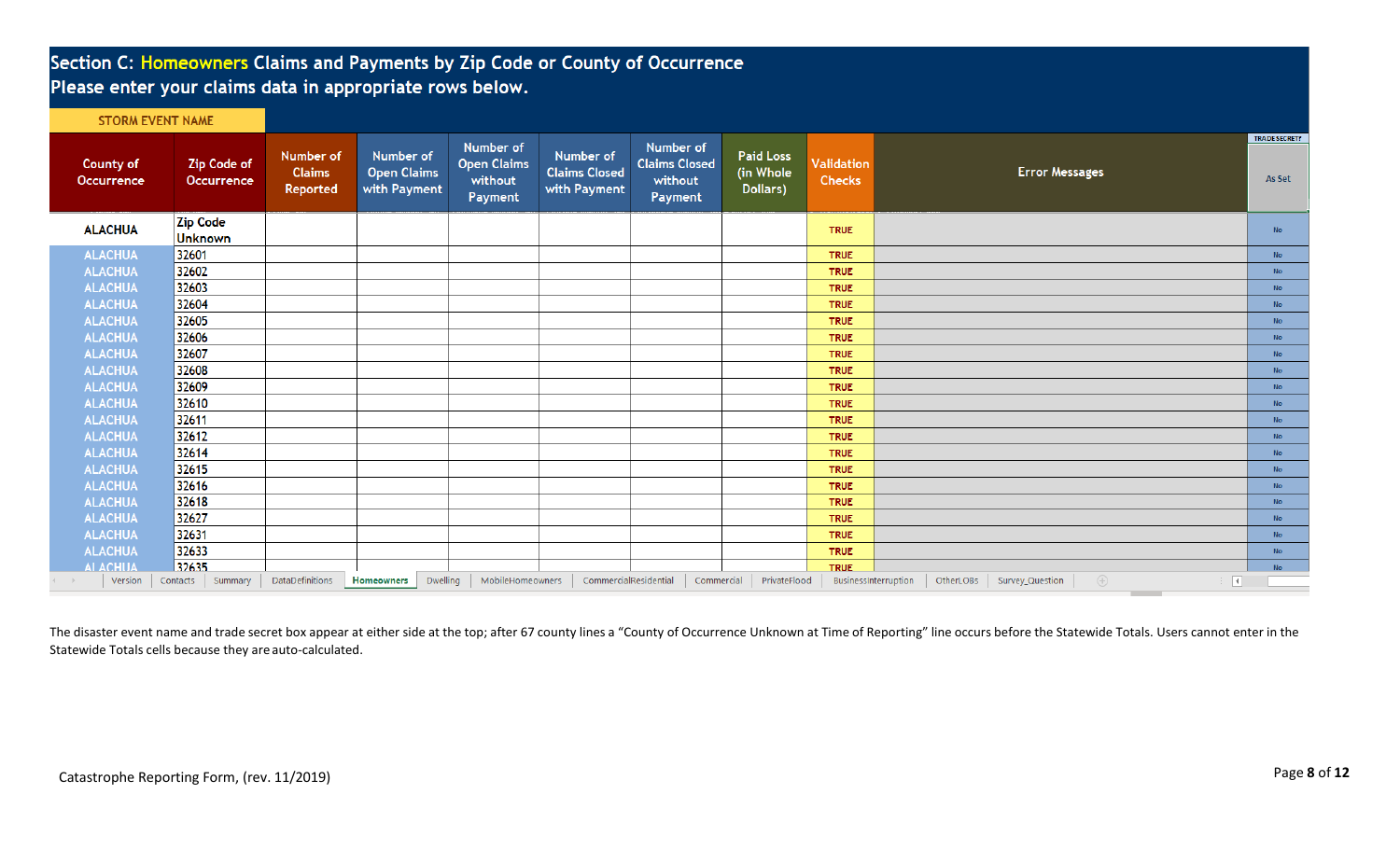## Section C: Homeowners Claims and Payments by Zip Code or County of Occurrence

Please enter your claims data in appropriate rows below.

STORM EVENT NAME

| County of Occurrence | Zip Code of Occurrence | Number of Claims Reported | Number of Open Claims with Payment | Number of Open Claims without Payment | Number of Claims Closed with Payment | Number of Claims Closed without Payment | Paid Loss (in Whole Dollars) | Validation Checks | Error Messages | TRADE SECRET? As Set |
|---|---|---|---|---|---|---|---|---|---|---|
| ALACHUA | Zip Code Unknown | | | | | | | TRUE | | No |
| ALACHUA | 32601 | | | | | | | TRUE | | No |
| ALACHUA | 32602 | | | | | | | TRUE | | No |
| ALACHUA | 32603 | | | | | | | TRUE | | No |
| ALACHUA | 32604 | | | | | | | TRUE | | No |
| ALACHUA | 32605 | | | | | | | TRUE | | No |
| ALACHUA | 32606 | | | | | | | TRUE | | No |
| ALACHUA | 32607 | | | | | | | TRUE | | No |
| ALACHUA | 32608 | | | | | | | TRUE | | No |
| ALACHUA | 32609 | | | | | | | TRUE | | No |
| ALACHUA | 32610 | | | | | | | TRUE | | No |
| ALACHUA | 32611 | | | | | | | TRUE | | No |
| ALACHUA | 32612 | | | | | | | TRUE | | No |
| ALACHUA | 32614 | | | | | | | TRUE | | No |
| ALACHUA | 32615 | | | | | | | TRUE | | No |
| ALACHUA | 32616 | | | | | | | TRUE | | No |
| ALACHUA | 32618 | | | | | | | TRUE | | No |
| ALACHUA | 32627 | | | | | | | TRUE | | No |
| ALACHUA | 32631 | | | | | | | TRUE | | No |
| ALACHUA | 32633 | | | | | | | TRUE | | No |
| ALACHUA | 32635 | | | | | | | TRUE | | No |

Version | Contacts | Summary | DataDefinitions | Homeowners | Dwelling | MobileHomeowners | CommercialResidential | Commercial | PrivateFlood | BusinessInterruption | OtherLOBs | Survey_Question

The disaster event name and trade secret box appear at either side at the top; after 67 county lines a “County of Occurrence Unknown at Time of Reporting” line occurs before the Statewide Totals. Users cannot enter in the Statewide Totals cells because they are auto-calculated.

Catastrophe Reporting Form, (rev. 11/2019)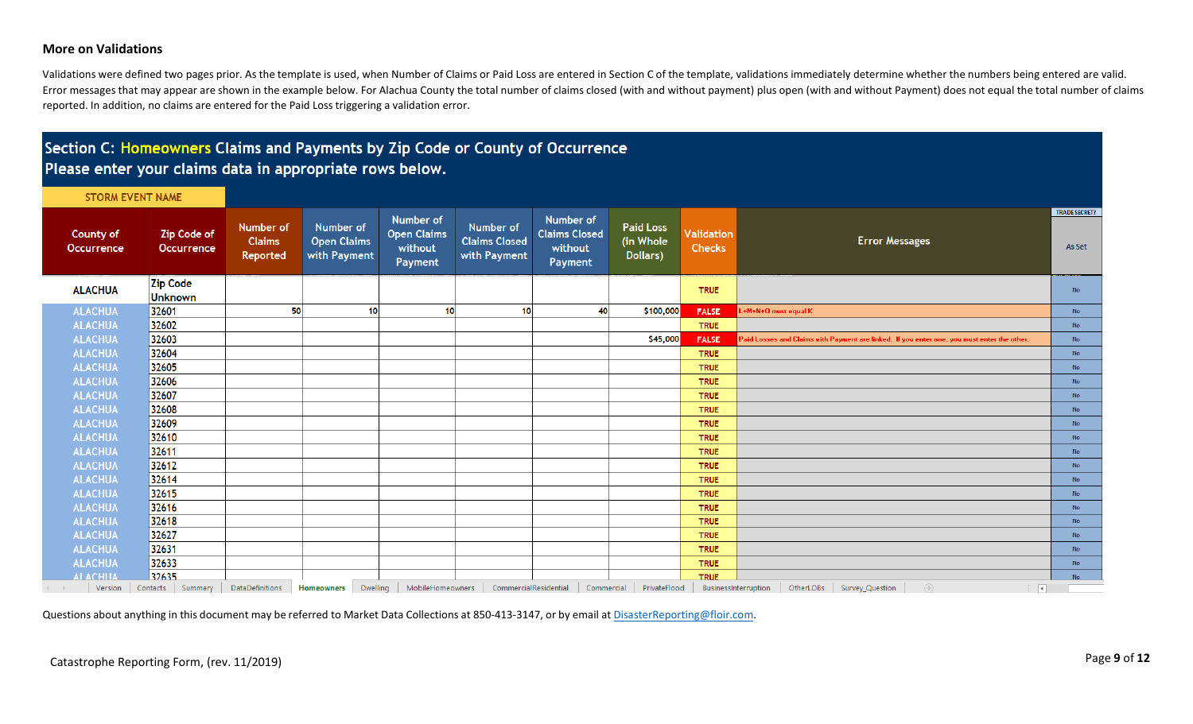### More on Validations

Validations were defined two pages prior. As the template is used, when Number of Claims or Paid Loss are entered in Section C of the template, validations immediately determine whether the numbers being entered are valid. Error messages that may appear are shown in the example below. For Alachua County the total number of claims closed (with and without payment) plus open (with and without Payment) does not equal the total number of claims reported. In addition, no claims are entered for the Paid Loss triggering a validation error.

**Section C: Homeowners Claims and Payments by Zip Code or County of Occurrence**
**Please enter your claims data in appropriate rows below.**

STORM EVENT NAME

| County of Occurrence | Zip Code of Occurrence | Number of Claims Reported | Number of Open Claims with Payment | Number of Open Claims without Payment | Number of Claims Closed with Payment | Number of Claims Closed without Payment | Paid Loss (in Whole Dollars) | Validation Checks | Error Messages | TRADE SECRET? As Set |
|---|---|---|---|---|---|---|---|---|---|---|
| ALACHUA | Zip Code Unknown | | | | | | | TRUE | | No |
| ALACHUA | 32601 | 50 | 10 | 10 | 10 | 40 | $100,000 | FALSE | L+M+N+O must equal K | No |
| ALACHUA | 32602 | | | | | | | TRUE | | No |
| ALACHUA | 32603 | | | | | | $45,000 | FALSE | Paid Losses and Claims with Payment are linked. If you enter one, you must enter the other. | No |
| ALACHUA | 32604 | | | | | | | TRUE | | No |
| ALACHUA | 32605 | | | | | | | TRUE | | No |
| ALACHUA | 32606 | | | | | | | TRUE | | No |
| ALACHUA | 32607 | | | | | | | TRUE | | No |
| ALACHUA | 32608 | | | | | | | TRUE | | No |
| ALACHUA | 32609 | | | | | | | TRUE | | No |
| ALACHUA | 32610 | | | | | | | TRUE | | No |
| ALACHUA | 32611 | | | | | | | TRUE | | No |
| ALACHUA | 32612 | | | | | | | TRUE | | No |
| ALACHUA | 32614 | | | | | | | TRUE | | No |
| ALACHUA | 32615 | | | | | | | TRUE | | No |
| ALACHUA | 32616 | | | | | | | TRUE | | No |
| ALACHUA | 32618 | | | | | | | TRUE | | No |
| ALACHUA | 32627 | | | | | | | TRUE | | No |
| ALACHUA | 32631 | | | | | | | TRUE | | No |
| ALACHUA | 32633 | | | | | | | TRUE | | No |
| ALACHUA | 32635 | | | | | | | TRUE | | No |

Tabs: Version | Contacts | Summary | DataDefinitions | Homeowners | Dwelling | MobileHomeowners | CommercialResidential | Commercial | PrivateFlood | BusinessInterruption | OtherLOBs | Survey_Question

Questions about anything in this document may be referred to Market Data Collections at 850-413-3147, or by email at DisasterReporting@floir.com.

Catastrophe Reporting Form, (rev. 11/2019)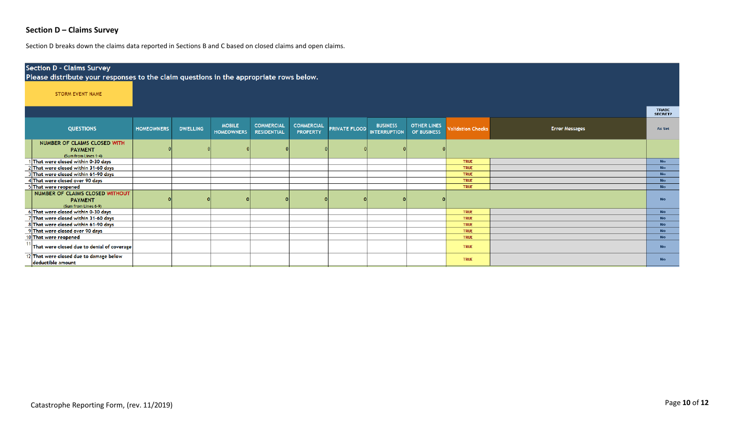## Section D – Claims Survey

Section D breaks down the claims data reported in Sections B and C based on closed claims and open claims.

**Section D - Claims Survey**

**Please distribute your responses to the claim questions in the appropriate rows below.**

STORM EVENT NAME

| | QUESTIONS | HOMEOWNERS | DWELLING | MOBILE HOMEOWNERS | COMMERCIAL RESIDENTIAL | COMMERCIAL PROPERTY | PRIVATE FLOOD | BUSINESS INTERRUPTION | OTHER LINES OF BUSINESS | Validation Checks | Error Messages | TRADE SECRET? As Set |
|---|---|---|---|---|---|---|---|---|---|---|---|---|
| | NUMBER OF CLAIMS CLOSED WITH PAYMENT (Sum from Lines 1-4) | 0 | 0 | 0 | 0 | 0 | 0 | 0 | 0 | | | |
| 1 | That were closed within 0-30 days | | | | | | | | | TRUE | | No |
| 2 | That were closed within 31-60 days | | | | | | | | | TRUE | | No |
| 3 | That were closed within 61-90 days | | | | | | | | | TRUE | | No |
| 4 | That were closed over 90 days | | | | | | | | | TRUE | | No |
| 5 | That were reopened | | | | | | | | | TRUE | | No |
| | NUMBER OF CLAIMS CLOSED WITHOUT PAYMENT (Sum from Lines 6-9) | 0 | 0 | 0 | 0 | 0 | 0 | 0 | 0 | | | No |
| 6 | That were closed within 0-30 days | | | | | | | | | TRUE | | No |
| 7 | That were closed within 31-60 days | | | | | | | | | TRUE | | No |
| 8 | That were closed within 61-90 days | | | | | | | | | TRUE | | No |
| 9 | That were closed over 90 days | | | | | | | | | TRUE | | No |
| 10 | That were reopened | | | | | | | | | TRUE | | No |
| 11 | That were closed due to denial of coverage | | | | | | | | | TRUE | | No |
| 12 | That were closed due to damage below deductible amount | | | | | | | | | TRUE | | No |

Catastrophe Reporting Form, (rev. 11/2019)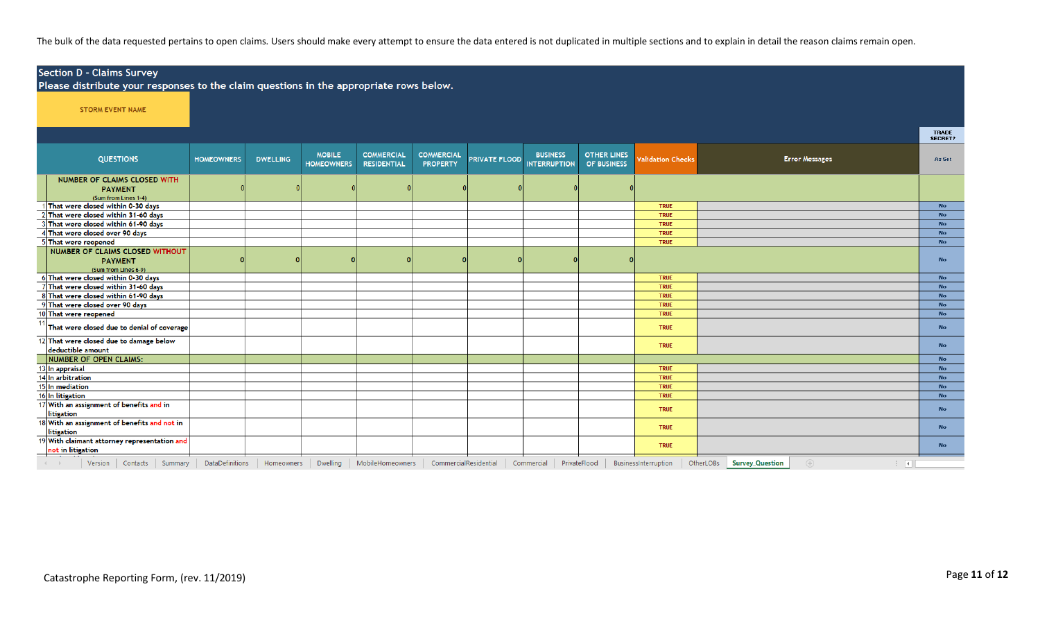The bulk of the data requested pertains to open claims. Users should make every attempt to ensure the data entered is not duplicated in multiple sections and to explain in detail the reason claims remain open.

## Section D - Claims Survey

**Please distribute your responses to the claim questions in the appropriate rows below.**

STORM EVENT NAME

| | QUESTIONS | HOMEOWNERS | DWELLING | MOBILE HOMEOWNERS | COMMERCIAL RESIDENTIAL | COMMERCIAL PROPERTY | PRIVATE FLOOD | BUSINESS INTERRUPTION | OTHER LINES OF BUSINESS | Validation Checks | Error Messages | TRADE SECRET? As Set |
|---|---|---|---|---|---|---|---|---|---|---|---|---|
| | NUMBER OF CLAIMS CLOSED WITH PAYMENT (Sum from Lines 1-4) | 0 | 0 | 0 | 0 | 0 | 0 | 0 | 0 | | | |
| 1 | That were closed within 0-30 days | | | | | | | | | TRUE | | No |
| 2 | That were closed within 31-60 days | | | | | | | | | TRUE | | No |
| 3 | That were closed within 61-90 days | | | | | | | | | TRUE | | No |
| 4 | That were closed over 90 days | | | | | | | | | TRUE | | No |
| 5 | That were reopened | | | | | | | | | TRUE | | No |
| | NUMBER OF CLAIMS CLOSED WITHOUT PAYMENT (Sum from Lines 6-9) | 0 | 0 | 0 | 0 | 0 | 0 | 0 | 0 | | | No |
| 6 | That were closed within 0-30 days | | | | | | | | | TRUE | | No |
| 7 | That were closed within 31-60 days | | | | | | | | | TRUE | | No |
| 8 | That were closed within 61-90 days | | | | | | | | | TRUE | | No |
| 9 | That were closed over 90 days | | | | | | | | | TRUE | | No |
| 10 | That were reopened | | | | | | | | | TRUE | | No |
| 11 | That were closed due to denial of coverage | | | | | | | | | TRUE | | No |
| 12 | That were closed due to damage below deductible amount | | | | | | | | | TRUE | | No |
| | NUMBER OF OPEN CLAIMS: | | | | | | | | | | | No |
| 13 | In appraisal | | | | | | | | | TRUE | | No |
| 14 | In arbitration | | | | | | | | | TRUE | | No |
| 15 | In mediation | | | | | | | | | TRUE | | No |
| 16 | In litigation | | | | | | | | | TRUE | | No |
| 17 | With an assignment of benefits and in litigation | | | | | | | | | TRUE | | No |
| 18 | With an assignment of benefits and not in litigation | | | | | | | | | TRUE | | No |
| 19 | With claimant attorney representation and not in litigation | | | | | | | | | TRUE | | No |

Version | Contacts | Summary | DataDefinitions | Homeowners | Dwelling | MobileHomeowners | CommercialResidential | Commercial | PrivateFlood | BusinessInterruption | OtherLOBs | Survey_Question

Catastrophe Reporting Form, (rev. 11/2019)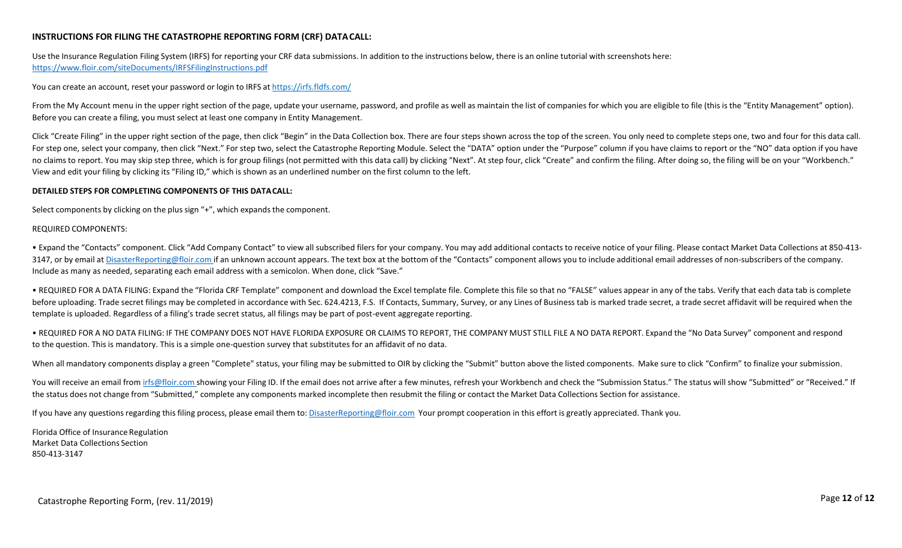**INSTRUCTIONS FOR FILING THE CATASTROPHE REPORTING FORM (CRF) DATA CALL:**

Use the Insurance Regulation Filing System (IRFS) for reporting your CRF data submissions. In addition to the instructions below, there is an online tutorial with screenshots here: https://www.floir.com/siteDocuments/IRFSFilingInstructions.pdf

You can create an account, reset your password or login to IRFS at https://irfs.fldfs.com/

From the My Account menu in the upper right section of the page, update your username, password, and profile as well as maintain the list of companies for which you are eligible to file (this is the "Entity Management" option). Before you can create a filing, you must select at least one company in Entity Management.

Click "Create Filing" in the upper right section of the page, then click "Begin" in the Data Collection box. There are four steps shown across the top of the screen. You only need to complete steps one, two and four for this data call. For step one, select your company, then click "Next." For step two, select the Catastrophe Reporting Module. Select the "DATA" option under the "Purpose" column if you have claims to report or the "NO" data option if you have no claims to report. You may skip step three, which is for group filings (not permitted with this data call) by clicking "Next". At step four, click "Create" and confirm the filing. After doing so, the filing will be on your "Workbench." View and edit your filing by clicking its "Filing ID," which is shown as an underlined number on the first column to the left.

**DETAILED STEPS FOR COMPLETING COMPONENTS OF THIS DATA CALL:**

Select components by clicking on the plus sign "+", which expands the component.

REQUIRED COMPONENTS:

• Expand the "Contacts" component. Click "Add Company Contact" to view all subscribed filers for your company. You may add additional contacts to receive notice of your filing. Please contact Market Data Collections at 850-413-3147, or by email at DisasterReporting@floir.com if an unknown account appears. The text box at the bottom of the "Contacts" component allows you to include additional email addresses of non-subscribers of the company. Include as many as needed, separating each email address with a semicolon. When done, click "Save."

• REQUIRED FOR A DATA FILING: Expand the "Florida CRF Template" component and download the Excel template file. Complete this file so that no "FALSE" values appear in any of the tabs. Verify that each data tab is complete before uploading. Trade secret filings may be completed in accordance with Sec. 624.4213, F.S. If Contacts, Summary, Survey, or any Lines of Business tab is marked trade secret, a trade secret affidavit will be required when the template is uploaded. Regardless of a filing's trade secret status, all filings may be part of post-event aggregate reporting.

• REQUIRED FOR A NO DATA FILING: IF THE COMPANY DOES NOT HAVE FLORIDA EXPOSURE OR CLAIMS TO REPORT, THE COMPANY MUST STILL FILE A NO DATA REPORT. Expand the "No Data Survey" component and respond to the question. This is mandatory. This is a simple one-question survey that substitutes for an affidavit of no data.

When all mandatory components display a green "Complete" status, your filing may be submitted to OIR by clicking the "Submit" button above the listed components. Make sure to click "Confirm" to finalize your submission.

You will receive an email from irfs@floir.com showing your Filing ID. If the email does not arrive after a few minutes, refresh your Workbench and check the "Submission Status." The status will show "Submitted" or "Received." If the status does not change from "Submitted," complete any components marked incomplete then resubmit the filing or contact the Market Data Collections Section for assistance.

If you have any questions regarding this filing process, please email them to: DisasterReporting@floir.com Your prompt cooperation in this effort is greatly appreciated. Thank you.

Florida Office of Insurance Regulation
Market Data Collections Section
850-413-3147

Catastrophe Reporting Form, (rev. 11/2019)